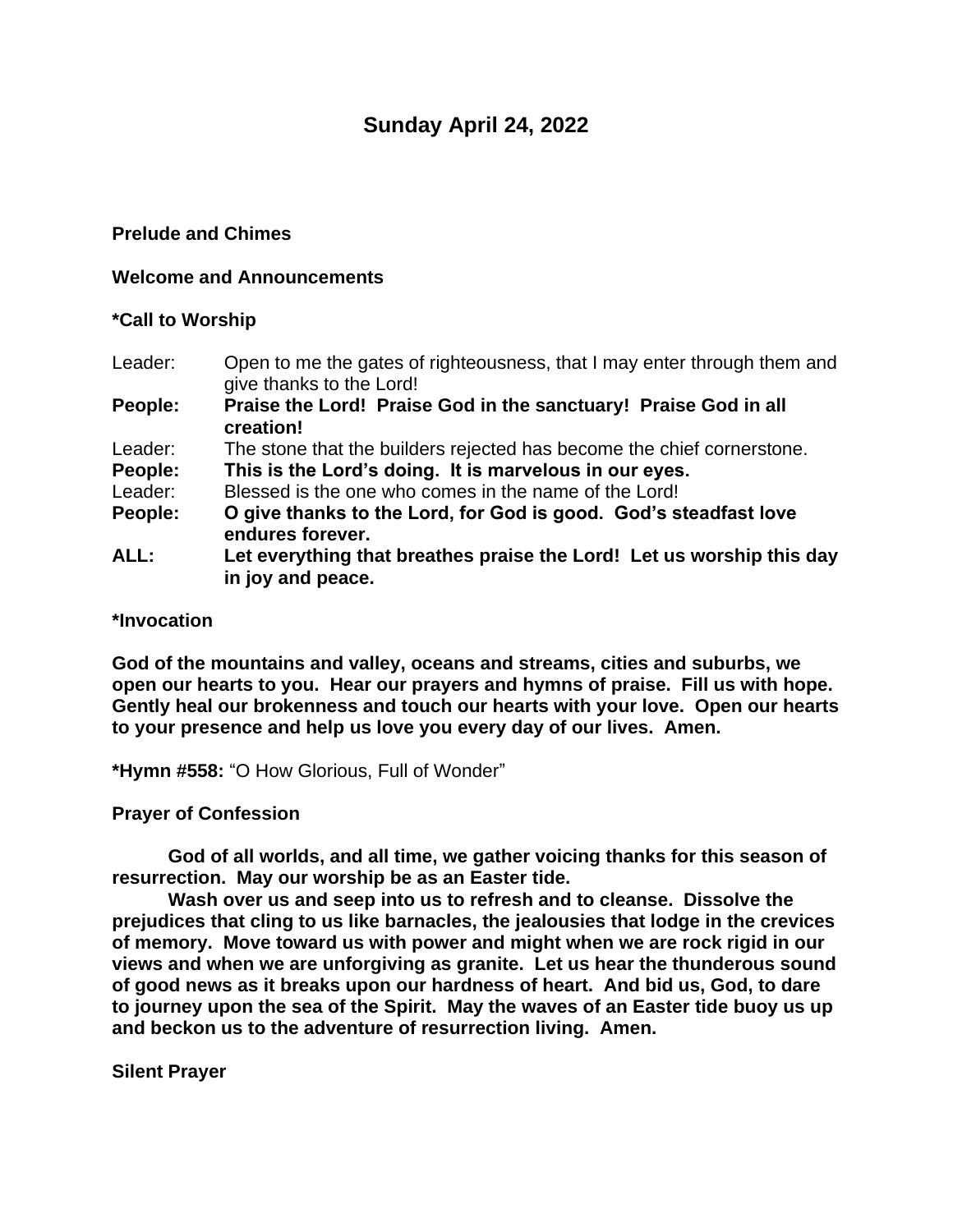# Sunday April 24, 2022

**Prelude and Chimes**

**Welcome and Announcements**

***Call to Worship**

Leader: Open to me the gates of righteousness, that I may enter through them and give thanks to the Lord!

**People: Praise the Lord! Praise God in the sanctuary! Praise God in all creation!**

Leader: The stone that the builders rejected has become the chief cornerstone.

**People: This is the Lord's doing. It is marvelous in our eyes.**

Leader: Blessed is the one who comes in the name of the Lord!

**People: O give thanks to the Lord, for God is good. God's steadfast love endures forever.**

**ALL: Let everything that breathes praise the Lord! Let us worship this day in joy and peace.**

***Invocation**

**God of the mountains and valley, oceans and streams, cities and suburbs, we open our hearts to you. Hear our prayers and hymns of praise. Fill us with hope. Gently heal our brokenness and touch our hearts with your love. Open our hearts to your presence and help us love you every day of our lives. Amen.**

***Hymn #558:** "O How Glorious, Full of Wonder"

**Prayer of Confession**

**God of all worlds, and all time, we gather voicing thanks for this season of resurrection. May our worship be as an Easter tide.**

**Wash over us and seep into us to refresh and to cleanse. Dissolve the prejudices that cling to us like barnacles, the jealousies that lodge in the crevices of memory. Move toward us with power and might when we are rock rigid in our views and when we are unforgiving as granite. Let us hear the thunderous sound of good news as it breaks upon our hardness of heart. And bid us, God, to dare to journey upon the sea of the Spirit. May the waves of an Easter tide buoy us up and beckon us to the adventure of resurrection living. Amen.**

**Silent Prayer**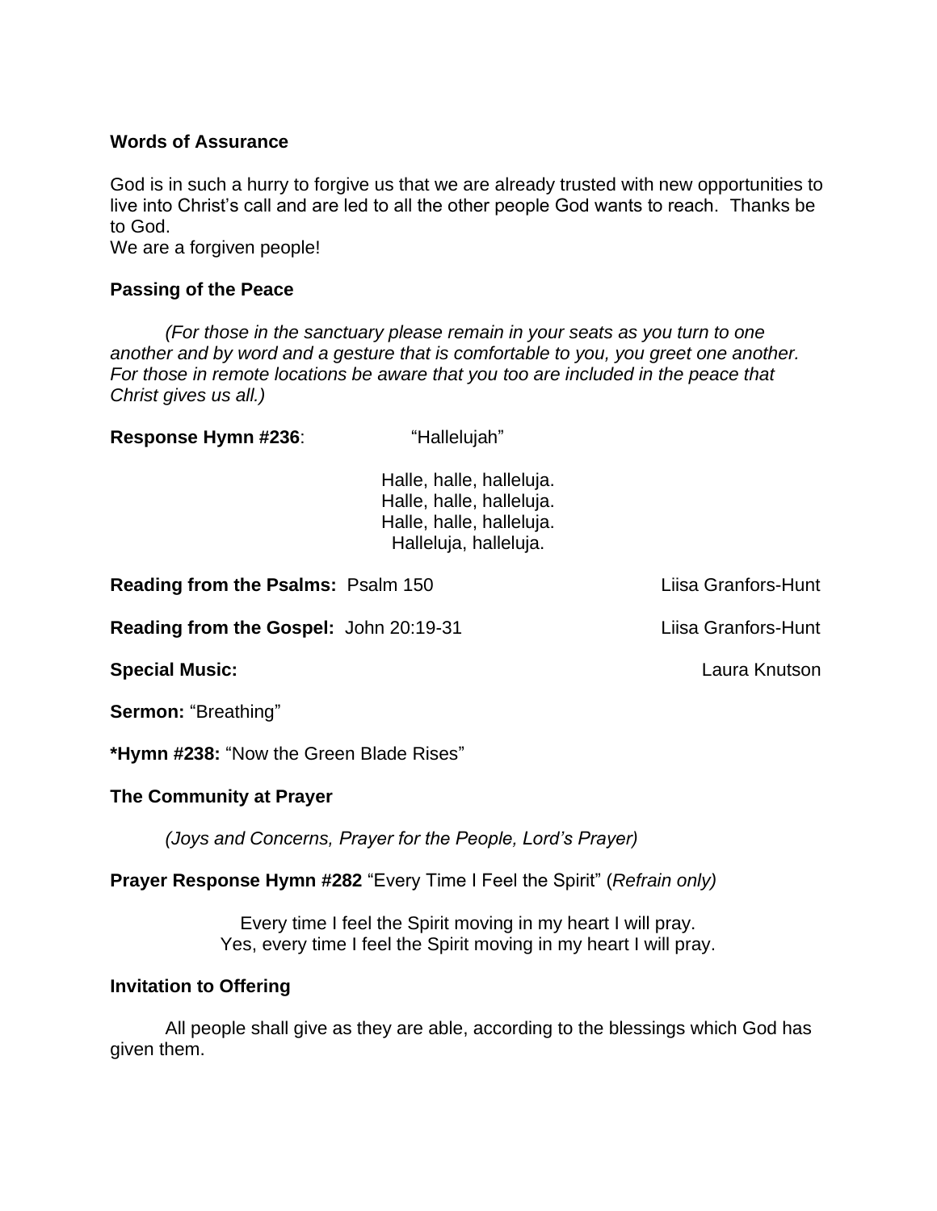**Words of Assurance**

God is in such a hurry to forgive us that we are already trusted with new opportunities to live into Christ's call and are led to all the other people God wants to reach. Thanks be to God.
We are a forgiven people!

**Passing of the Peace**

*(For those in the sanctuary please remain in your seats as you turn to one another and by word and a gesture that is comfortable to you, you greet one another. For those in remote locations be aware that you too are included in the peace that Christ gives us all.)*

**Response Hymn #236**: "Hallelujah"

Halle, halle, halleluja.
Halle, halle, halleluja.
Halle, halle, halleluja.
Halleluja, halleluja.

**Reading from the Psalms:** Psalm 150 — Liisa Granfors-Hunt

**Reading from the Gospel:** John 20:19-31 — Liisa Granfors-Hunt

**Special Music:** — Laura Knutson

**Sermon:** "Breathing"

***Hymn #238:** "Now the Green Blade Rises"

**The Community at Prayer**

*(Joys and Concerns, Prayer for the People, Lord's Prayer)*

**Prayer Response Hymn #282** "Every Time I Feel the Spirit" (*Refrain only)*

Every time I feel the Spirit moving in my heart I will pray.
Yes, every time I feel the Spirit moving in my heart I will pray.

**Invitation to Offering**

All people shall give as they are able, according to the blessings which God has given them.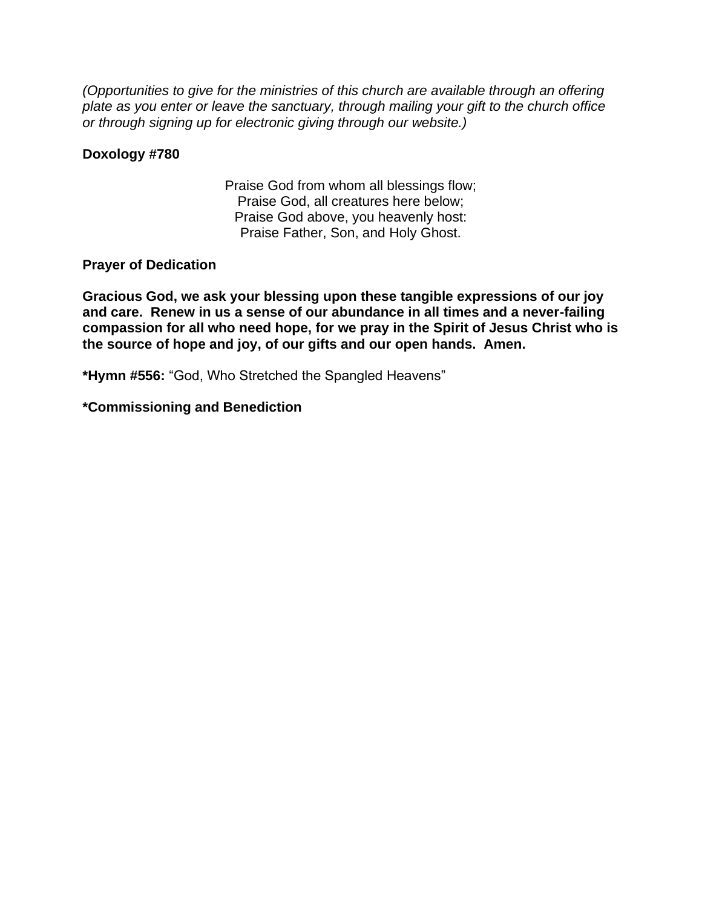*(Opportunities to give for the ministries of this church are available through an offering plate as you enter or leave the sanctuary, through mailing your gift to the church office or through signing up for electronic giving through our website.)*

**Doxology #780**

Praise God from whom all blessings flow;
Praise God, all creatures here below;
Praise God above, you heavenly host:
Praise Father, Son, and Holy Ghost.

**Prayer of Dedication**

**Gracious God, we ask your blessing upon these tangible expressions of our joy and care.  Renew in us a sense of our abundance in all times and a never-failing compassion for all who need hope, for we pray in the Spirit of Jesus Christ who is the source of hope and joy, of our gifts and our open hands.  Amen.**

**\*Hymn #556:** "God, Who Stretched the Spangled Heavens"

**\*Commissioning and Benediction**